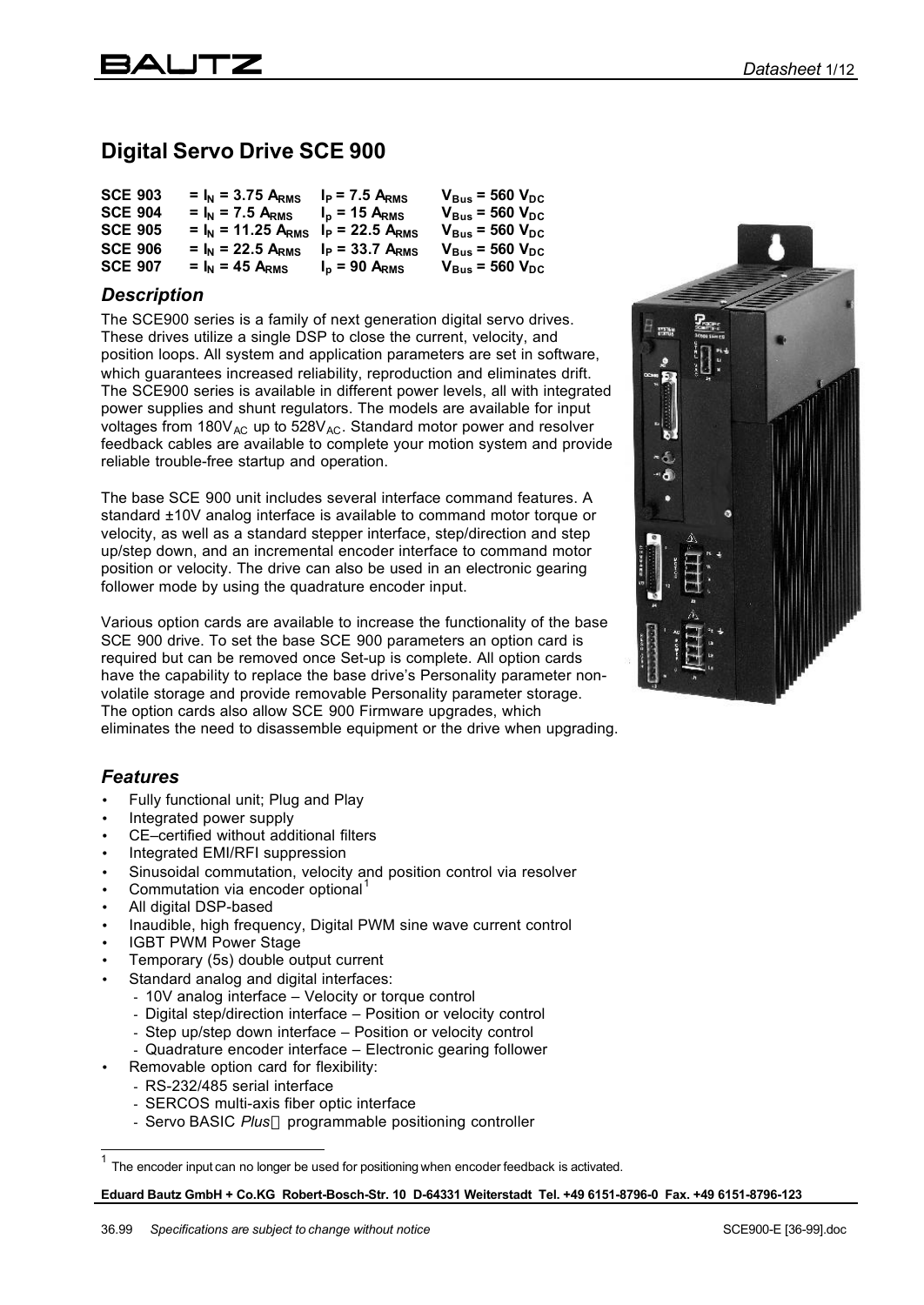# Digital Servo Drive SCE 900

| | | | |
|---|---|---|---|
| **SCE 903** | **= $I_N$ = 3.75 $A_{RMS}$** | **$I_P$ = 7.5 $A_{RMS}$** | **$V_{Bus}$ = 560 $V_{DC}$** |
| **SCE 904** | **= $I_N$ = 7.5 $A_{RMS}$** | **$I_p$ = 15 $A_{RMS}$** | **$V_{Bus}$ = 560 $V_{DC}$** |
| **SCE 905** | **= $I_N$ = 11.25 $A_{RMS}$** | **$I_P$ = 22.5 $A_{RMS}$** | **$V_{Bus}$ = 560 $V_{DC}$** |
| **SCE 906** | **= $I_N$ = 22.5 $A_{RMS}$** | **$I_P$ = 33.7 $A_{RMS}$** | **$V_{Bus}$ = 560 $V_{DC}$** |
| **SCE 907** | **= $I_N$ = 45 $A_{RMS}$** | **$I_p$ = 90 $A_{RMS}$** | **$V_{Bus}$ = 560 $V_{DC}$** |

## *Description*

The SCE900 series is a family of next generation digital servo drives. These drives utilize a single DSP to close the current, velocity, and position loops. All system and application parameters are set in software, which guarantees increased reliability, reproduction and eliminates drift. The SCE900 series is available in different power levels, all with integrated power supplies and shunt regulators. The models are available for input voltages from $180V_{AC}$ up to $528V_{AC}$. Standard motor power and resolver feedback cables are available to complete your motion system and provide reliable trouble-free startup and operation.

The base SCE 900 unit includes several interface command features. A standard ±10V analog interface is available to command motor torque or velocity, as well as a standard stepper interface, step/direction and step up/step down, and an incremental encoder interface to command motor position or velocity. The drive can also be used in an electronic gearing follower mode by using the quadrature encoder input.

Various option cards are available to increase the functionality of the base SCE 900 drive. To set the base SCE 900 parameters an option card is required but can be removed once Set-up is complete. All option cards have the capability to replace the base drive's Personality parameter non-volatile storage and provide removable Personality parameter storage. The option cards also allow SCE 900 Firmware upgrades, which eliminates the need to disassemble equipment or the drive when upgrading.

## *Features*

- Fully functional unit; Plug and Play
- Integrated power supply
- CE–certified without additional filters
- Integrated EMI/RFI suppression
- Sinusoidal commutation, velocity and position control via resolver
- Commutation via encoder optional[1]
- All digital DSP-based
- Inaudible, high frequency, Digital PWM sine wave current control
- IGBT PWM Power Stage
- Temporary (5s) double output current
- Standard analog and digital interfaces:
  - 10V analog interface – Velocity or torque control
  - Digital step/direction interface – Position or velocity control
  - Step up/step down interface – Position or velocity control
  - Quadrature encoder interface – Electronic gearing follower
- Removable option card for flexibility:
  - RS-232/485 serial interface
  - SERCOS multi-axis fiber optic interface
  - Servo BASIC *Plus*™ programmable positioning controller

[1] The encoder input can no longer be used for positioning when encoder feedback is activated.

**Eduard Bautz GmbH + Co.KG Robert-Bosch-Str. 10 D-64331 Weiterstadt Tel. +49 6151-8796-0 Fax. +49 6151-8796-123**

36.99 *Specifications are subject to change without notice* SCE900-E [36-99].doc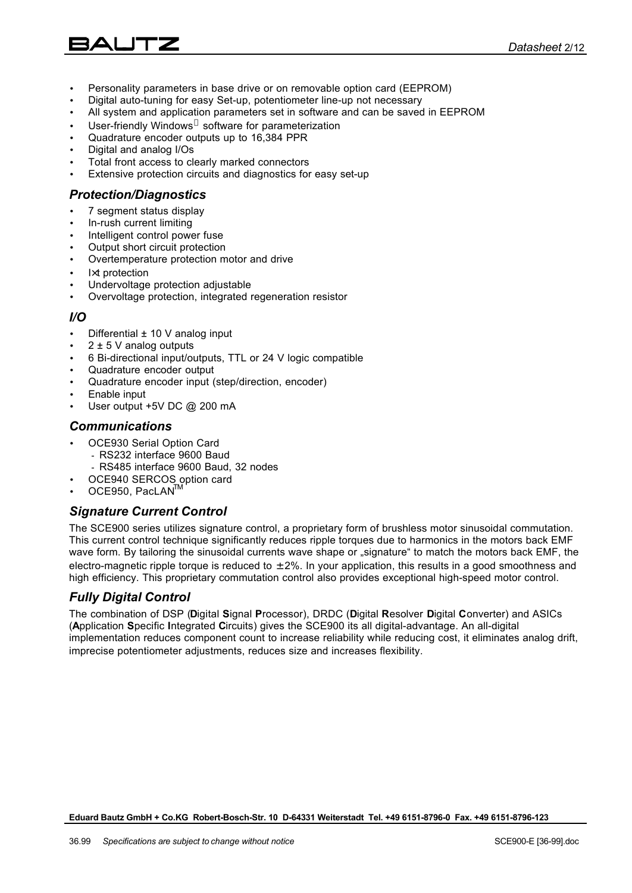- Personality parameters in base drive or on removable option card (EEPROM)
- Digital auto-tuning for easy Set-up, potentiometer line-up not necessary
- All system and application parameters set in software and can be saved in EEPROM
- User-friendly Windows® software for parameterization
- Quadrature encoder outputs up to 16,384 PPR
- Digital and analog I/Os
- Total front access to clearly marked connectors
- Extensive protection circuits and diagnostics for easy set-up

## *Protection/Diagnostics*

- 7 segment status display
- In-rush current limiting
- Intelligent control power fuse
- Output short circuit protection
- Overtemperature protection motor and drive
- I×t protection
- Undervoltage protection adjustable
- Overvoltage protection, integrated regeneration resistor

## *I/O*

- Differential ± 10 V analog input
- 2 ± 5 V analog outputs
- 6 Bi-directional input/outputs, TTL or 24 V logic compatible
- Quadrature encoder output
- Quadrature encoder input (step/direction, encoder)
- Enable input
- User output +5V DC @ 200 mA

## *Communications*

- OCE930 Serial Option Card
  - RS232 interface 9600 Baud
  - RS485 interface 9600 Baud, 32 nodes
- OCE940 SERCOS option card
- OCE950, PacLAN™

## *Signature Current Control*

The SCE900 series utilizes signature control, a proprietary form of brushless motor sinusoidal commutation. This current control technique significantly reduces ripple torques due to harmonics in the motors back EMF wave form. By tailoring the sinusoidal currents wave shape or „signature" to match the motors back EMF, the electro-magnetic ripple torque is reduced to ±2%. In your application, this results in a good smoothness and high efficiency. This proprietary commutation control also provides exceptional high-speed motor control.

## *Fully Digital Control*

The combination of DSP (**D**igital **S**ignal **P**rocessor), DRDC (**D**igital **R**esolver **D**igital **C**onverter) and ASICs (**A**pplication **S**pecific **I**ntegrated **C**ircuits) gives the SCE900 its all digital-advantage. An all-digital implementation reduces component count to increase reliability while reducing cost, it eliminates analog drift, imprecise potentiometer adjustments, reduces size and increases flexibility.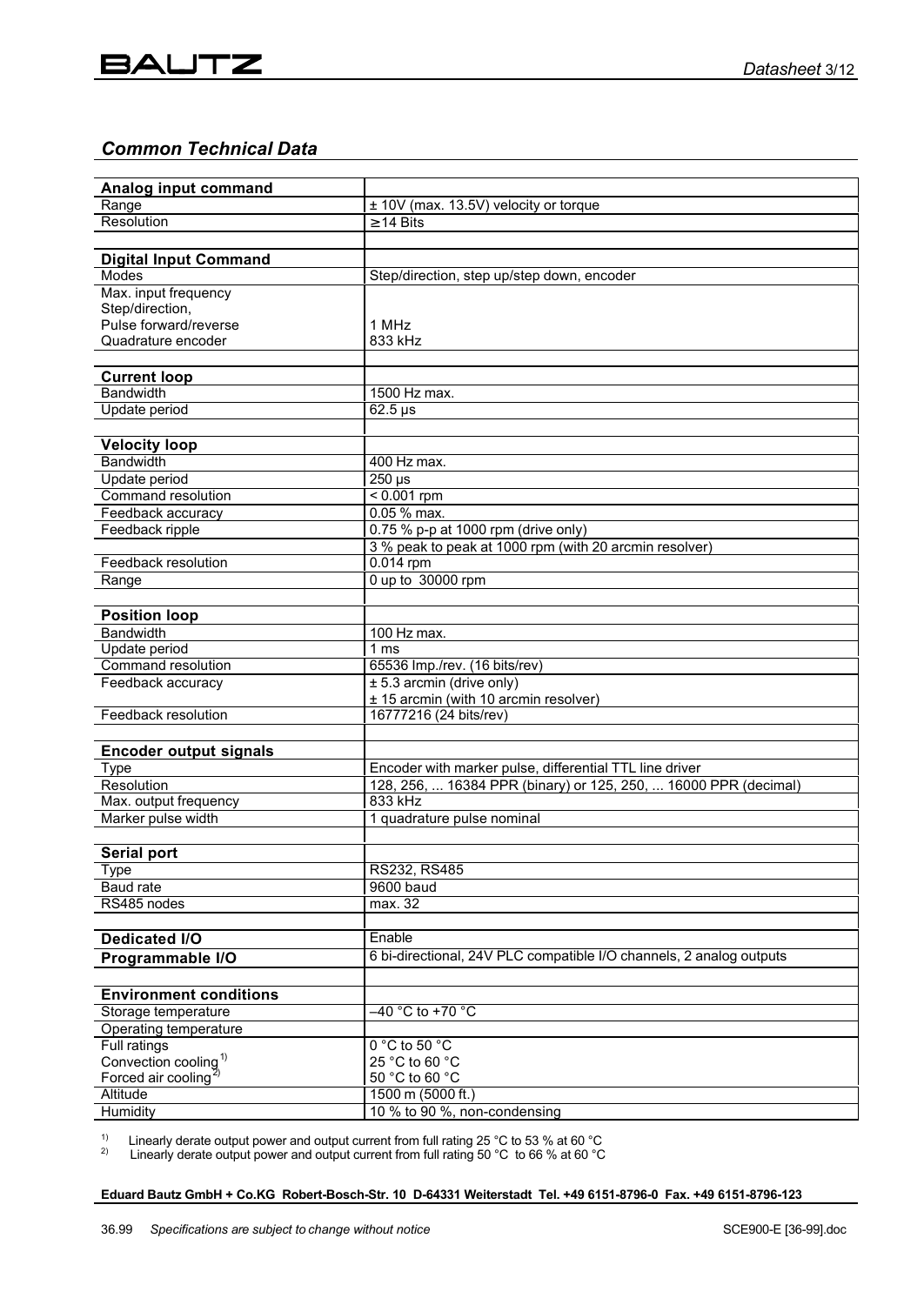## *Common Technical Data*

| **Analog input command** | |
|---|---|
| Range | ± 10V (max. 13.5V) velocity or torque |
| Resolution | ≥14 Bits |
| | |
| **Digital Input Command** | |
| Modes | Step/direction, step up/step down, encoder |
| Max. input frequency<br>Step/direction,<br>Pulse forward/reverse<br>Quadrature encoder | <br><br>1 MHz<br>833 kHz |
| | |
| **Current loop** | |
| Bandwidth | 1500 Hz max. |
| Update period | 62.5 µs |
| | |
| **Velocity loop** | |
| Bandwidth | 400 Hz max. |
| Update period | 250 µs |
| Command resolution | < 0.001 rpm |
| Feedback accuracy | 0.05 % max. |
| Feedback ripple | 0.75 % p-p at 1000 rpm (drive only) |
| | 3 % peak to peak at 1000 rpm (with 20 arcmin resolver) |
| Feedback resolution | 0.014 rpm |
| Range | 0 up to 30000 rpm |
| | |
| **Position loop** | |
| Bandwidth | 100 Hz max. |
| Update period | 1 ms |
| Command resolution | 65536 Imp./rev. (16 bits/rev) |
| Feedback accuracy | ± 5.3 arcmin (drive only)<br>± 15 arcmin (with 10 arcmin resolver) |
| Feedback resolution | 16777216 (24 bits/rev) |
| | |
| **Encoder output signals** | |
| Type | Encoder with marker pulse, differential TTL line driver |
| Resolution | 128, 256, ... 16384 PPR (binary) or 125, 250, ... 16000 PPR (decimal) |
| Max. output frequency | 833 kHz |
| Marker pulse width | 1 quadrature pulse nominal |
| | |
| **Serial port** | |
| Type | RS232, RS485 |
| Baud rate | 9600 baud |
| RS485 nodes | max. 32 |
| | |
| **Dedicated I/O** | Enable |
| **Programmable I/O** | 6 bi-directional, 24V PLC compatible I/O channels, 2 analog outputs |
| | |
| **Environment conditions** | |
| Storage temperature | –40 °C to +70 °C |
| Operating temperature | |
| Full ratings<br>Convection cooling[1)]<br>Forced air cooling[2)] | 0 °C to 50 °C<br>25 °C to 60 °C<br>50 °C to 60 °C |
| Altitude | 1500 m (5000 ft.) |
| Humidity | 10 % to 90 %, non-condensing |

[1)] Linearly derate output power and output current from full rating 25 °C to 53 % at 60 °C
[2)] Linearly derate output power and output current from full rating 50 °C to 66 % at 60 °C

**Eduard Bautz GmbH + Co.KG Robert-Bosch-Str. 10 D-64331 Weiterstadt Tel. +49 6151-8796-0 Fax. +49 6151-8796-123**

36.99 *Specifications are subject to change without notice* SCE900-E [36-99].doc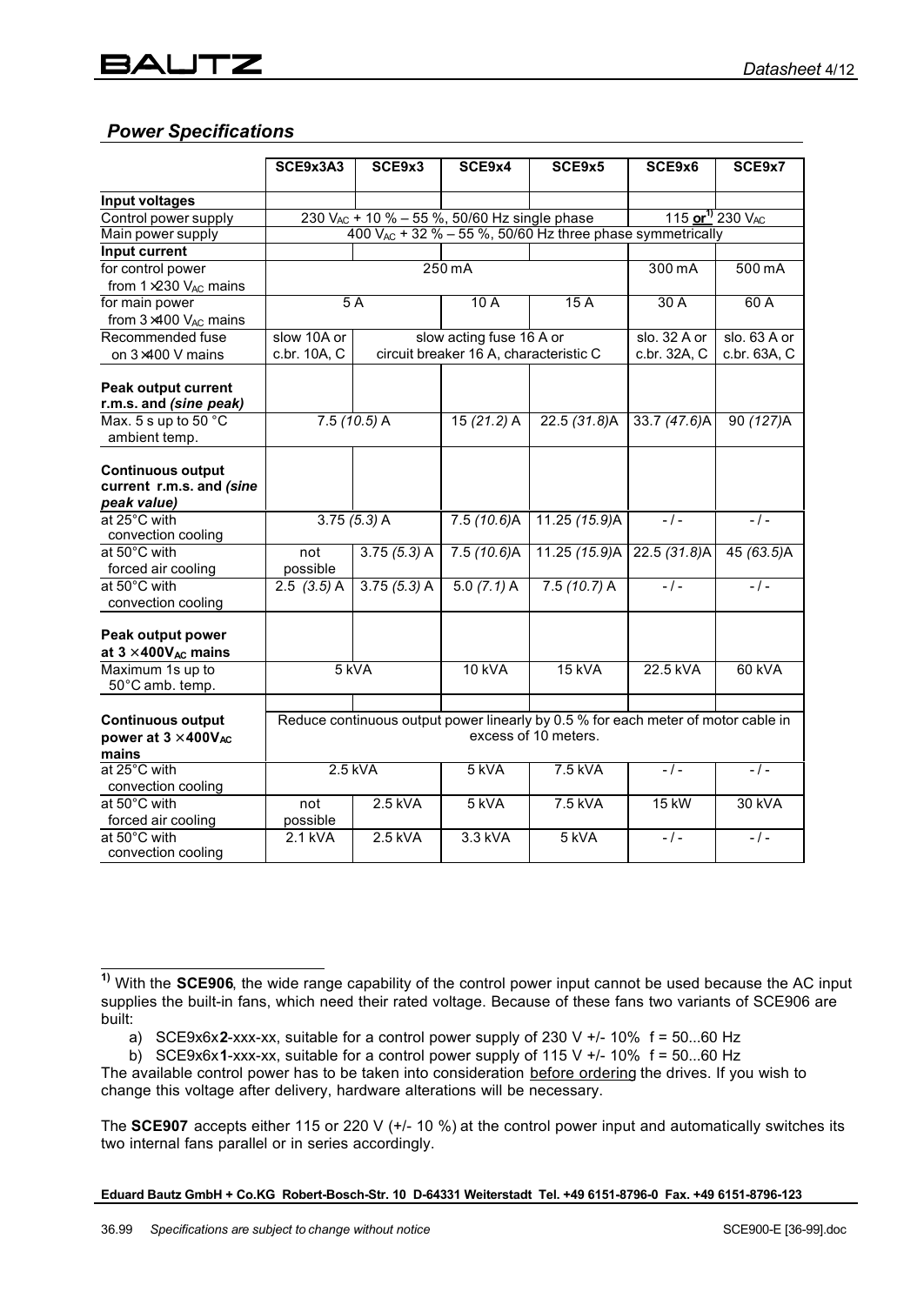## *Power Specifications*

| | SCE9x3A3 | SCE9x3 | SCE9x4 | SCE9x5 | SCE9x6 | SCE9x7 |
|---|---|---|---|---|---|---|
| **Input voltages** | | | | | | |
| Control power supply | 230 $V_{AC}$ + 10 % – 55 %, 50/60 Hz single phase | | | | 115 **or**[1] 230 $V_{AC}$ | |
| Main power supply | 400 $V_{AC}$ + 32 % – 55 %, 50/60 Hz three phase symmetrically | | | | | |
| **Input current** | | | | | | |
| for control power from 1×230 $V_{AC}$ mains | 250 mA | | | | 300 mA | 500 mA |
| for main power from 3×400 $V_{AC}$ mains | 5 A | | 10 A | 15 A | 30 A | 60 A |
| Recommended fuse on 3×400 V mains | slow 10A or c.br. 10A, C | slow acting fuse 16 A or circuit breaker 16 A, characteristic C | | | slo. 32 A or c.br. 32A, C | slo. 63 A or c.br. 63A, C |
| **Peak output current r.m.s. and *(sine peak)*** | | | | | | |
| Max. 5 s up to 50 °C ambient temp. | 7.5 *(10.5)* A | | 15 *(21.2)* A | 22.5 *(31.8)*A | 33.7 *(47.6)*A | 90 *(127)*A |
| **Continuous output current r.m.s. and *(sine peak value)*** | | | | | | |
| at 25°C with convection cooling | 3.75 *(5.3)* A | | 7.5 *(10.6)*A | 11.25 *(15.9)*A | - / - | - / - |
| at 50°C with forced air cooling | not possible | 3.75 *(5.3)* A | 7.5 *(10.6)*A | 11.25 *(15.9)*A | 22.5 *(31.8)*A | 45 *(63.5)*A |
| at 50°C with convection cooling | 2.5 *(3.5)* A | 3.75 *(5.3)* A | 5.0 *(7.1)* A | 7.5 *(10.7)* A | - / - | - / - |
| **Peak output power at 3 × 400$V_{AC}$ mains** | | | | | | |
| Maximum 1s up to 50°C amb. temp. | 5 kVA | | 10 kVA | 15 kVA | 22.5 kVA | 60 kVA |
| **Continuous output power at 3 × 400$V_{AC}$ mains** | Reduce continuous output power linearly by 0.5 % for each meter of motor cable in excess of 10 meters. | | | | | |
| at 25°C with convection cooling | 2.5 kVA | | 5 kVA | 7.5 kVA | - / - | - / - |
| at 50°C with forced air cooling | not possible | 2.5 kVA | 5 kVA | 7.5 kVA | 15 kW | 30 kVA |
| at 50°C with convection cooling | 2.1 kVA | 2.5 kVA | 3.3 kVA | 5 kVA | - / - | - / - |

[1] With the **SCE906**, the wide range capability of the control power input cannot be used because the AC input supplies the built-in fans, which need their rated voltage. Because of these fans two variants of SCE906 are built:

a) SCE9x6x**2**-xxx-xx, suitable for a control power supply of 230 V +/- 10% f = 50...60 Hz
b) SCE9x6x**1**-xxx-xx, suitable for a control power supply of 115 V +/- 10% f = 50...60 Hz

The available control power has to be taken into consideration before ordering the drives. If you wish to change this voltage after delivery, hardware alterations will be necessary.

The **SCE907** accepts either 115 or 220 V (+/- 10 %) at the control power input and automatically switches its two internal fans parallel or in series accordingly.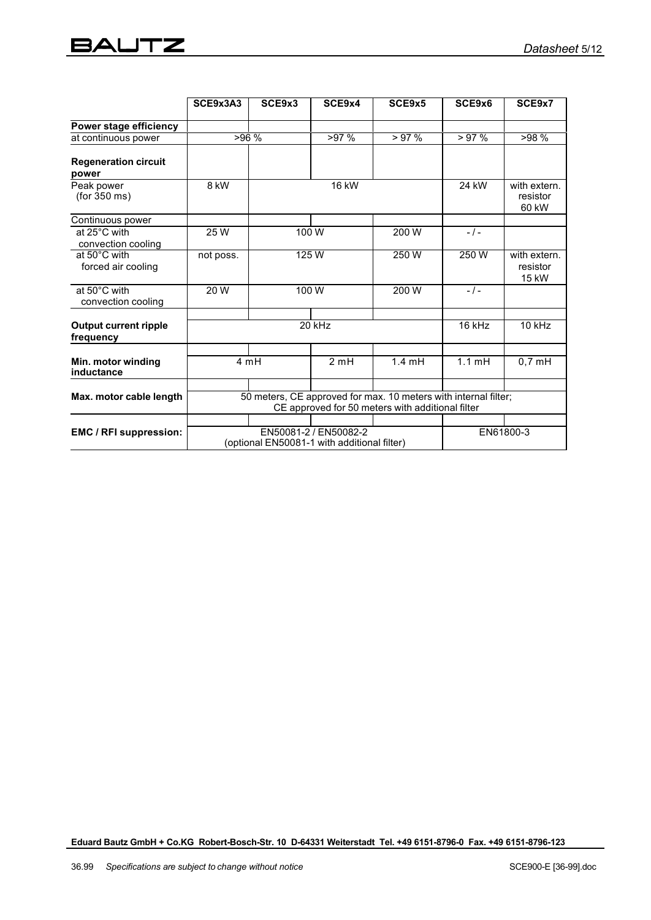| | SCE9x3A3 | SCE9x3 | SCE9x4 | SCE9x5 | SCE9x6 | SCE9x7 |
|---|---|---|---|---|---|---|
| **Power stage efficiency** | | | | | | |
| at continuous power | >96 % | | >97 % | > 97 % | > 97 % | >98 % |
| **Regeneration circuit power** | | | | | | |
| Peak power (for 350 ms) | 8 kW | 16 kW | | | 24 kW | with extern. resistor 60 kW |
| Continuous power | | | | | | |
| at 25°C with convection cooling | 25 W | 100 W | | 200 W | - / - | |
| at 50°C with forced air cooling | not poss. | 125 W | | 250 W | 250 W | with extern. resistor 15 kW |
| at 50°C with convection cooling | 20 W | 100 W | | 200 W | - / - | |
| **Output current ripple frequency** | 20 kHz | | | | 16 kHz | 10 kHz |
| **Min. motor winding inductance** | 4 mH | | 2 mH | 1.4 mH | 1.1 mH | 0,7 mH |
| **Max. motor cable length** | 50 meters, CE approved for max. 10 meters with internal filter; CE approved for 50 meters with additional filter | | | | | |
| **EMC / RFI suppression:** | EN50081-2 / EN50082-2 (optional EN50081-1 with additional filter) | | | | EN61800-3 | |

**Eduard Bautz GmbH + Co.KG Robert-Bosch-Str. 10 D-64331 Weiterstadt Tel. +49 6151-8796-0 Fax. +49 6151-8796-123**

36.99 *Specifications are subject to change without notice* SCE900-E [36-99].doc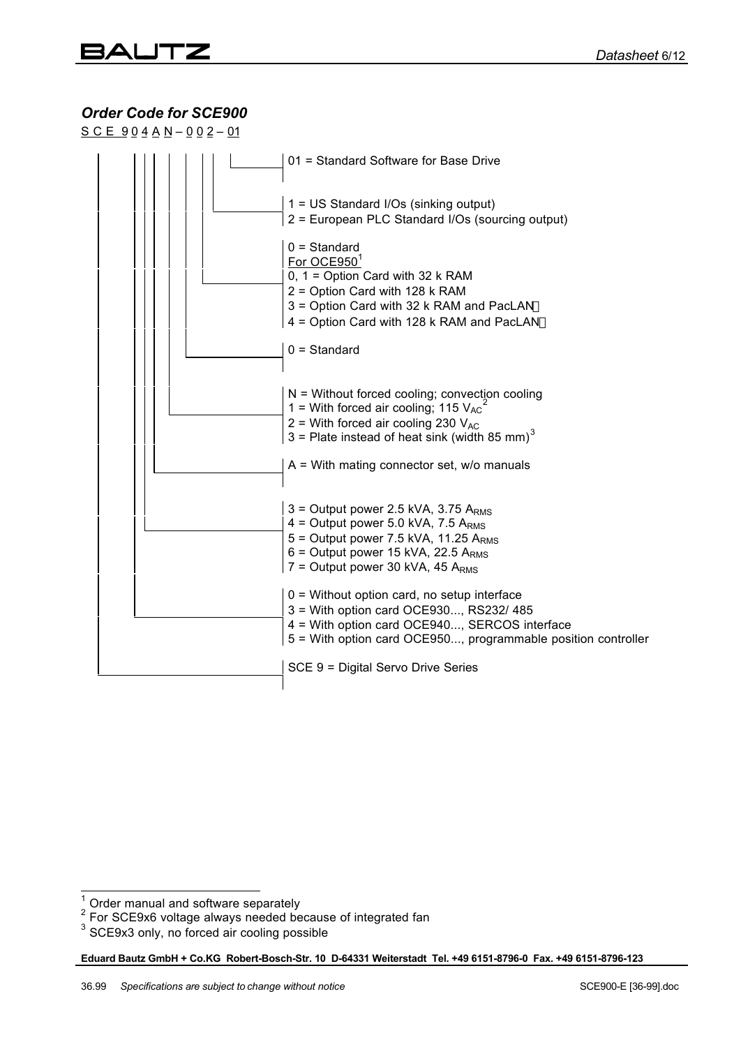## *Order Code for SCE900*

S C E 9 0 4 A N – 0 0 2 – 01

- 01 = Standard Software for Base Drive

- 1 = US Standard I/Os (sinking output)
- 2 = European PLC Standard I/Os (sourcing output)

- 0 = Standard
- For OCE950[1]
- 0, 1 = Option Card with 32 k RAM
- 2 = Option Card with 128 k RAM
- 3 = Option Card with 32 k RAM and PacLAN
- 4 = Option Card with 128 k RAM and PacLAN

- 0 = Standard

- N = Without forced cooling; convection cooling
- 1 = With forced air cooling; 115 $V_{AC}$[2]
- 2 = With forced air cooling 230 $V_{AC}$
- 3 = Plate instead of heat sink (width 85 mm)[3]

- A = With mating connector set, w/o manuals

- 3 = Output power 2.5 kVA, 3.75 $A_{RMS}$
- 4 = Output power 5.0 kVA, 7.5 $A_{RMS}$
- 5 = Output power 7.5 kVA, 11.25 $A_{RMS}$
- 6 = Output power 15 kVA, 22.5 $A_{RMS}$
- 7 = Output power 30 kVA, 45 $A_{RMS}$

- 0 = Without option card, no setup interface
- 3 = With option card OCE930..., RS232/ 485
- 4 = With option card OCE940..., SERCOS interface
- 5 = With option card OCE950..., programmable position controller

- SCE 9 = Digital Servo Drive Series

---

[1] Order manual and software separately

[2] For SCE9x6 voltage always needed because of integrated fan

[3] SCE9x3 only, no forced air cooling possible

**Eduard Bautz GmbH + Co.KG Robert-Bosch-Str. 10 D-64331 Weiterstadt Tel. +49 6151-8796-0 Fax. +49 6151-8796-123**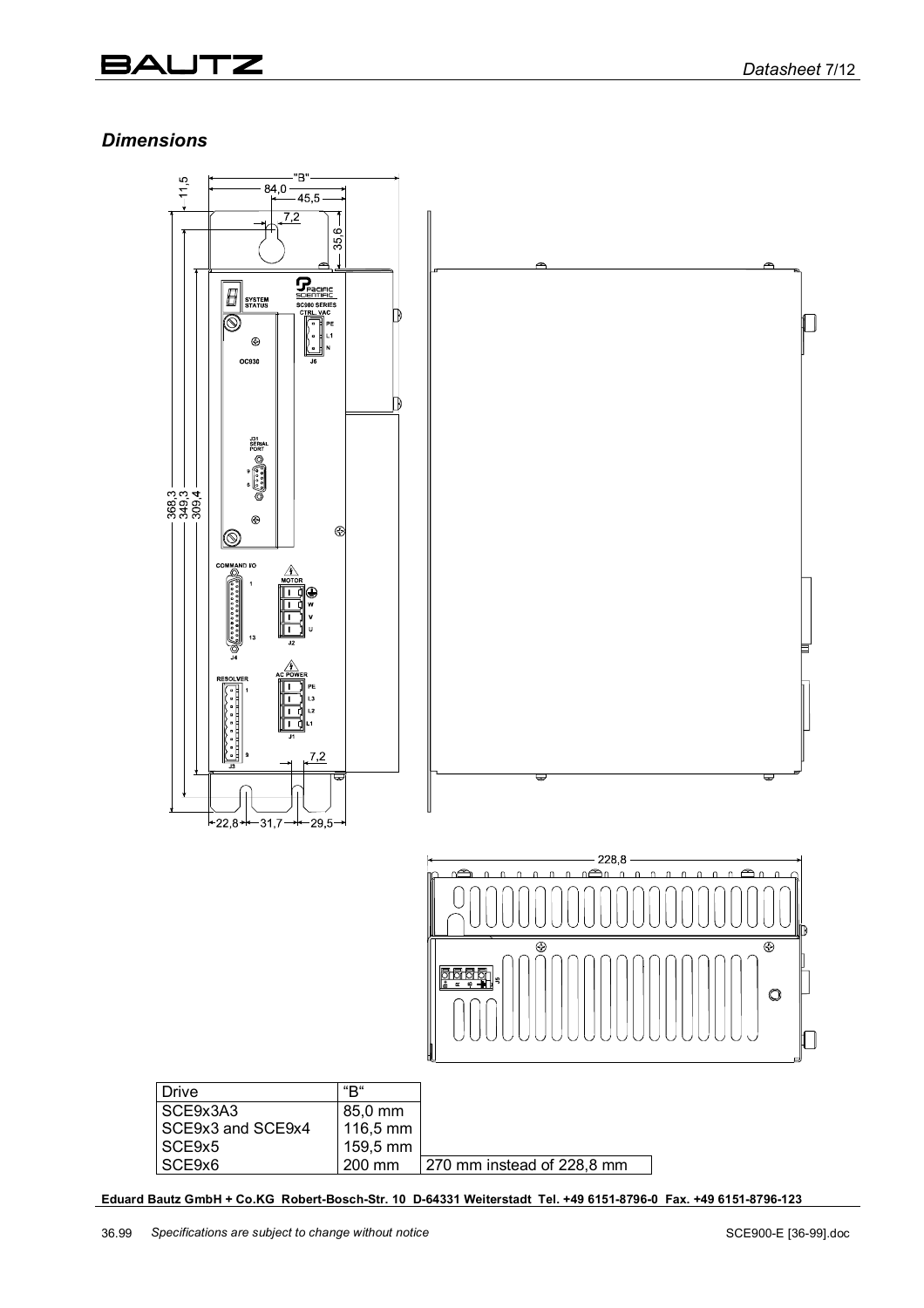## *Dimensions*

| Drive | "B" | |
|---|---|---|
| SCE9x3A3 | 85,0 mm | |
| SCE9x3 and SCE9x4 | 116,5 mm | |
| SCE9x5 | 159,5 mm | |
| SCE9x6 | 200 mm | 270 mm instead of 228,8 mm |

**Eduard Bautz GmbH + Co.KG Robert-Bosch-Str. 10 D-64331 Weiterstadt Tel. +49 6151-8796-0 Fax. +49 6151-8796-123**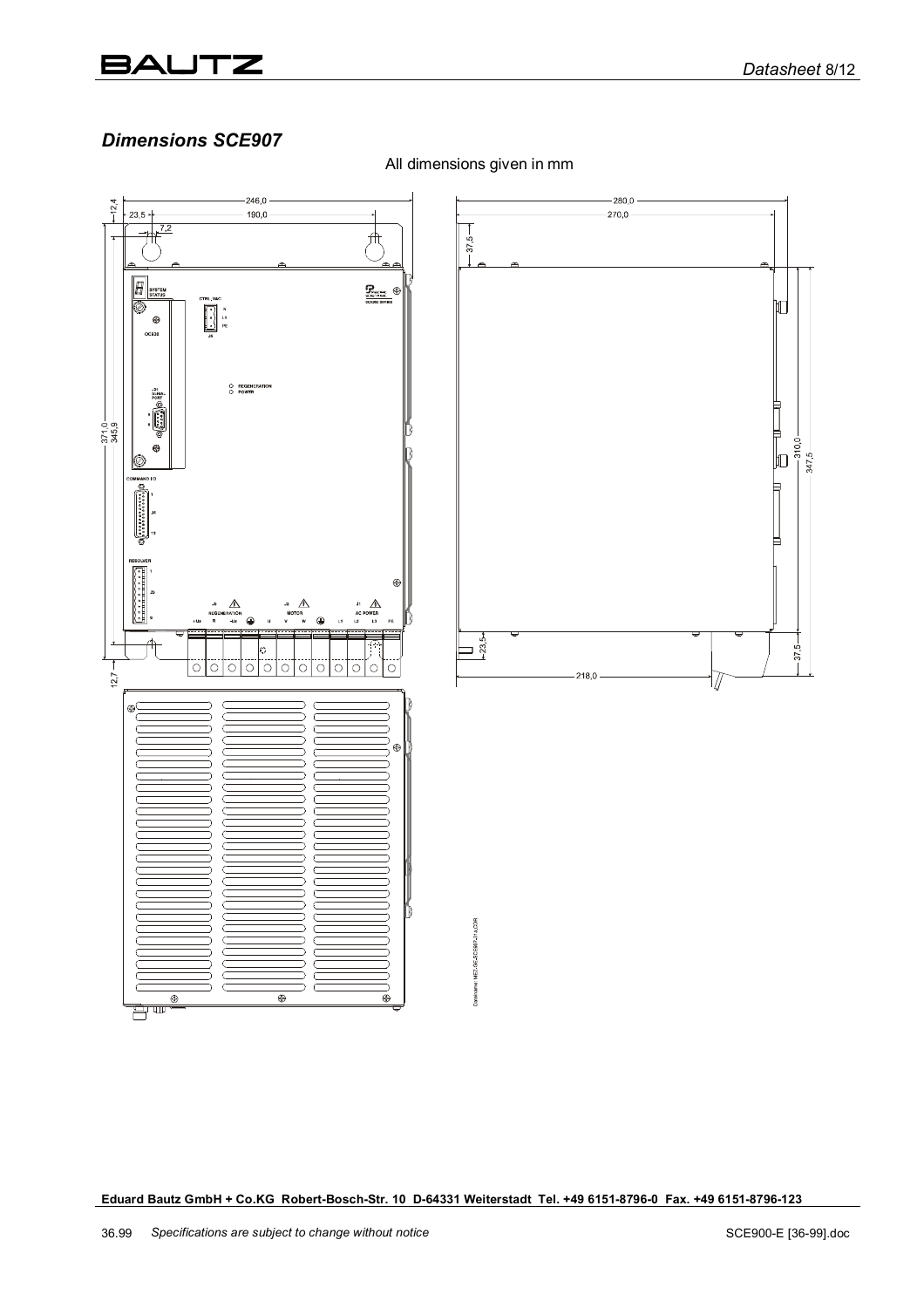## *Dimensions SCE907*

All dimensions given in mm

Eduard Bautz GmbH + Co.KG Robert-Bosch-Str. 10 D-64331 Weiterstadt Tel. +49 6151-8796-0 Fax. +49 6151-8796-123

36.99 *Specifications are subject to change without notice* SCE900-E [36-99].doc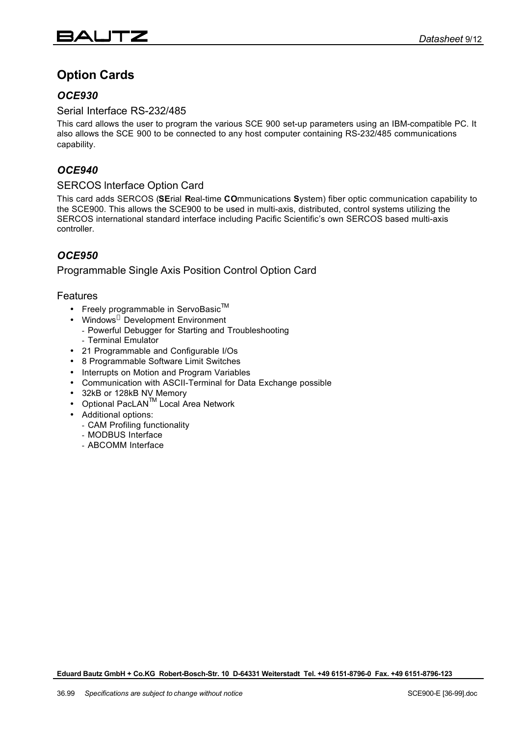# Option Cards

## *OCE930*

### Serial Interface RS-232/485

This card allows the user to program the various SCE 900 set-up parameters using an IBM-compatible PC. It also allows the SCE 900 to be connected to any host computer containing RS-232/485 communications capability.

## *OCE940*

### SERCOS Interface Option Card

This card adds SERCOS (**SE**rial **R**eal-time **CO**mmunications **S**ystem) fiber optic communication capability to the SCE900. This allows the SCE900 to be used in multi-axis, distributed, control systems utilizing the SERCOS international standard interface including Pacific Scientific's own SERCOS based multi-axis controller.

## *OCE950*

### Programmable Single Axis Position Control Option Card

### Features

- Freely programmable in ServoBasic™
- Windows® Development Environment
  - Powerful Debugger for Starting and Troubleshooting
  - Terminal Emulator
- 21 Programmable and Configurable I/Os
- 8 Programmable Software Limit Switches
- Interrupts on Motion and Program Variables
- Communication with ASCII-Terminal for Data Exchange possible
- 32kB or 128kB NV Memory
- Optional PacLAN™ Local Area Network
- Additional options:
  - CAM Profiling functionality
  - MODBUS Interface
  - ABCOMM Interface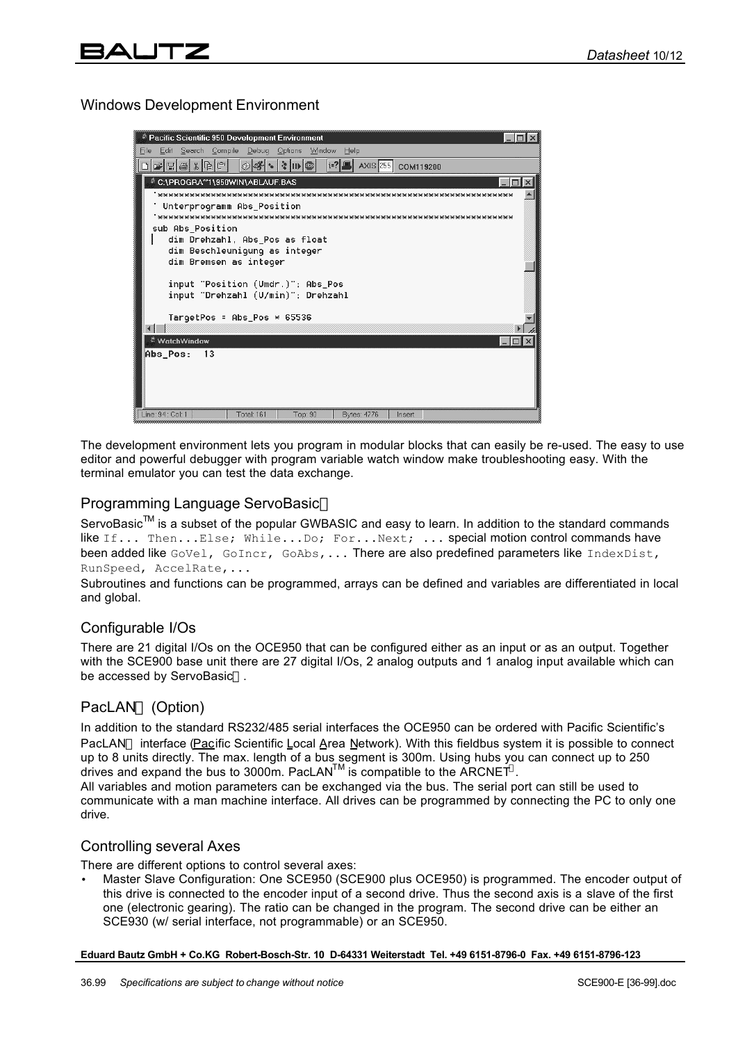## Windows Development Environment

The development environment lets you program in modular blocks that can easily be re-used. The easy to use editor and powerful debugger with program variable watch window make troubleshooting easy. With the terminal emulator you can test the data exchange.

## Programming Language ServoBasic™

ServoBasic™ is a subset of the popular GWBASIC and easy to learn. In addition to the standard commands like `If... Then...Else; While...Do; For...Next; ...` special motion control commands have been added like `GoVel, GoIncr, GoAbs,...` There are also predefined parameters like `IndexDist, RunSpeed, AccelRate,...`

Subroutines and functions can be programmed, arrays can be defined and variables are differentiated in local and global.

## Configurable I/Os

There are 21 digital I/Os on the OCE950 that can be configured either as an input or as an output. Together with the SCE900 base unit there are 27 digital I/Os, 2 analog outputs and 1 analog input available which can be accessed by ServoBasic™.

## PacLAN™ (Option)

In addition to the standard RS232/485 serial interfaces the OCE950 can be ordered with Pacific Scientific's PacLAN™ interface (Pacific Scientific Local Area Network). With this fieldbus system it is possible to connect up to 8 units directly. The max. length of a bus segment is 300m. Using hubs you can connect up to 250 drives and expand the bus to 3000m. PacLAN™ is compatible to the ARCNET®.

All variables and motion parameters can be exchanged via the bus. The serial port can still be used to communicate with a man machine interface. All drives can be programmed by connecting the PC to only one drive.

## Controlling several Axes

There are different options to control several axes:

- Master Slave Configuration: One SCE950 (SCE900 plus OCE950) is programmed. The encoder output of this drive is connected to the encoder input of a second drive. Thus the second axis is a slave of the first one (electronic gearing). The ratio can be changed in the program. The second drive can be either an SCE930 (w/ serial interface, not programmable) or an SCE950.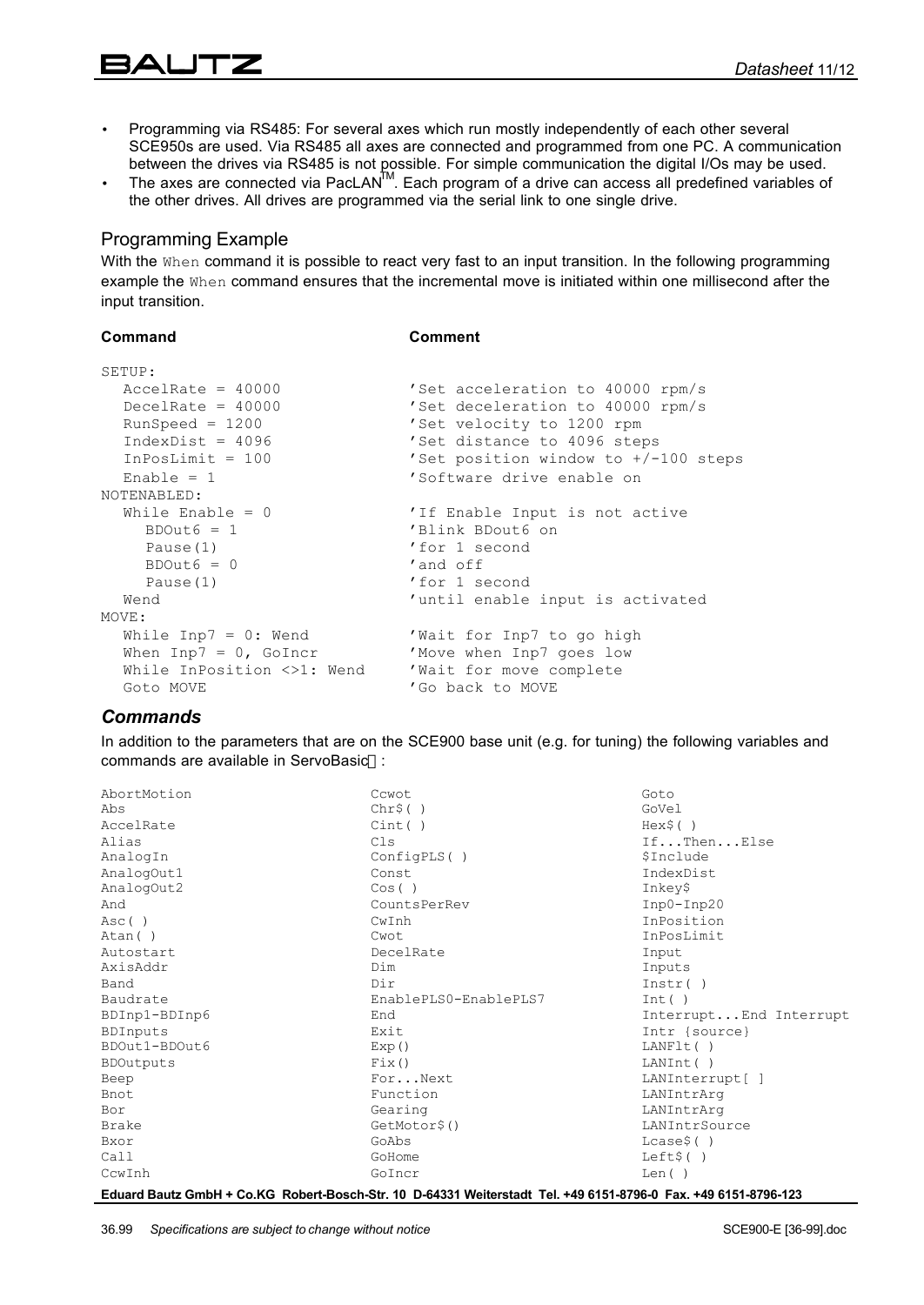- Programming via RS485: For several axes which run mostly independently of each other several SCE950s are used. Via RS485 all axes are connected and programmed from one PC. A communication between the drives via RS485 is not possible. For simple communication the digital I/Os may be used.
- The axes are connected via PacLAN™. Each program of a drive can access all predefined variables of the other drives. All drives are programmed via the serial link to one single drive.

## Programming Example

With the `When` command it is possible to react very fast to an input transition. In the following programming example the `When` command ensures that the incremental move is initiated within one millisecond after the input transition.

```
Command                         Comment

SETUP:
  AccelRate = 40000             'Set acceleration to 40000 rpm/s
  DecelRate = 40000             'Set deceleration to 40000 rpm/s
  RunSpeed = 1200               'Set velocity to 1200 rpm
  IndexDist = 4096              'Set distance to 4096 steps
  InPosLimit = 100              'Set position window to +/-100 steps
  Enable = 1                    'Software drive enable on
NOTENABLED:
  While Enable = 0              'If Enable Input is not active
    BDOut6 = 1                  'Blink BDout6 on
    Pause(1)                    'for 1 second
    BDOut6 = 0                  'and off
    Pause(1)                    'for 1 second
  Wend                          'until enable input is activated
MOVE:
  While Inp7 = 0: Wend          'Wait for Inp7 to go high
  When Inp7 = 0, GoIncr         'Move when Inp7 goes low
  While InPosition <>1: Wend    'Wait for move complete
  Goto MOVE                     'Go back to MOVE
```

## *Commands*

In addition to the parameters that are on the SCE900 base unit (e.g. for tuning) the following variables and commands are available in ServoBasic™:

```
AbortMotion          Ccwot                    Goto
Abs                  Chr$( )                  GoVel
AccelRate            Cint( )                  Hex$( )
Alias                Cls                      If...Then...Else
AnalogIn             ConfigPLS( )             $Include
AnalogOut1           Const                    IndexDist
AnalogOut2           Cos( )                   Inkey$
And                  CountsPerRev             Inp0-Inp20
Asc( )               CwInh                    InPosition
Atan( )              Cwot                     InPosLimit
Autostart            DecelRate                Input
AxisAddr             Dim                      Inputs
Band                 Dir                      Instr( )
Baudrate             EnablePLS0-EnablePLS7    Int( )
BDInp1-BDInp6        End                      Interrupt...End Interrupt
BDInputs             Exit                     Intr {source}
BDOut1-BDOut6        Exp()                    LANFlt( )
BDOutputs            Fix()                    LANInt( )
Beep                 For...Next               LANInterrupt[ ]
Bnot                 Function                 LANIntrArg
Bor                  Gearing                  LANIntrArg
Brake                GetMotor$()              LANIntrSource
Bxor                 GoAbs                    Lcase$( )
Call                 GoHome                   Left$( )
CcwInh               GoIncr                   Len( )
```

**Eduard Bautz GmbH + Co.KG Robert-Bosch-Str. 10 D-64331 Weiterstadt Tel. +49 6151-8796-0 Fax. +49 6151-8796-123**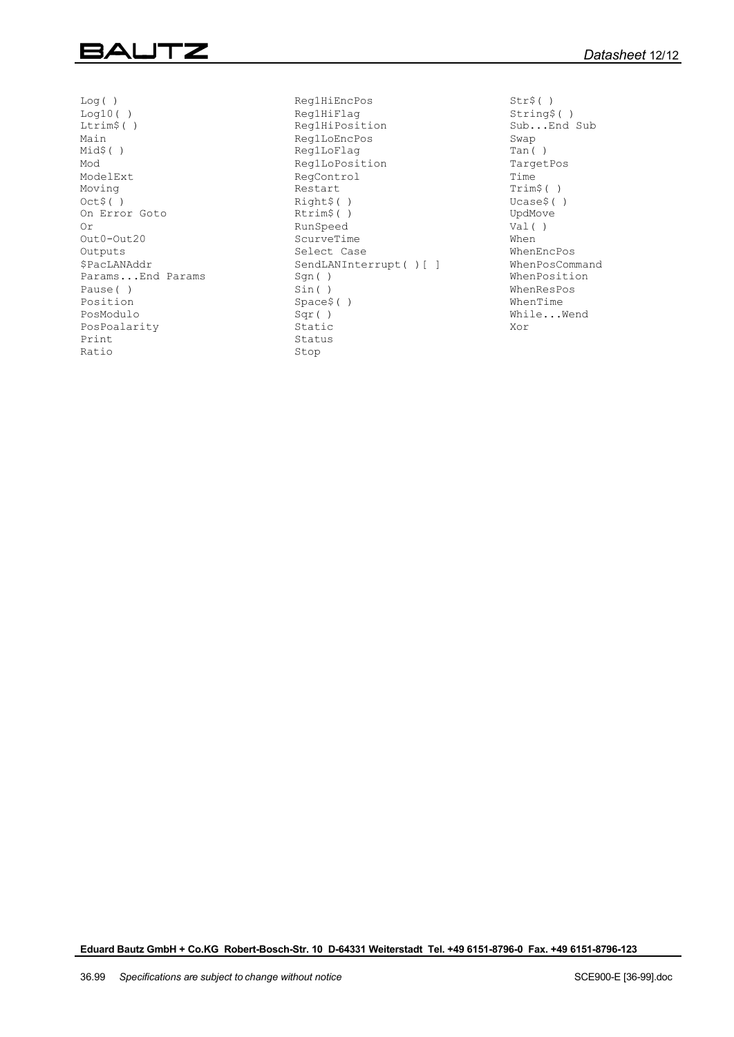```
Log( )
Log10( )
Ltrim$( )
Main
Mid$( )
Mod
ModelExt
Moving
Oct$( )
On Error Goto
Or
Out0-Out20
Outputs
$PacLANAddr
Params...End Params
Pause( )
Position
PosModulo
PosPoalarity
Print
Ratio
Reg1HiEncPos
Reg1HiFlag
Reg1HiPosition
Reg1LoEncPos
Reg1LoFlag
Reg1LoPosition
RegControl
Restart
Right$( )
Rtrim$( )
RunSpeed
ScurveTime
Select Case
SendLANInterrupt( )[ ]
Sgn( )
Sin( )
Space$( )
Sqr( )
Static
Status
Stop
Str$( )
String$( )
Sub...End Sub
Swap
Tan( )
TargetPos
Time
Trim$( )
Ucase$( )
UpdMove
Val( )
When
WhenEncPos
WhenPosCommand
WhenPosition
WhenResPos
WhenTime
While...Wend
Xor
```

**Eduard Bautz GmbH + Co.KG Robert-Bosch-Str. 10 D-64331 Weiterstadt Tel. +49 6151-8796-0 Fax. +49 6151-8796-123**

36.99 *Specifications are subject to change without notice* SCE900-E [36-99].doc